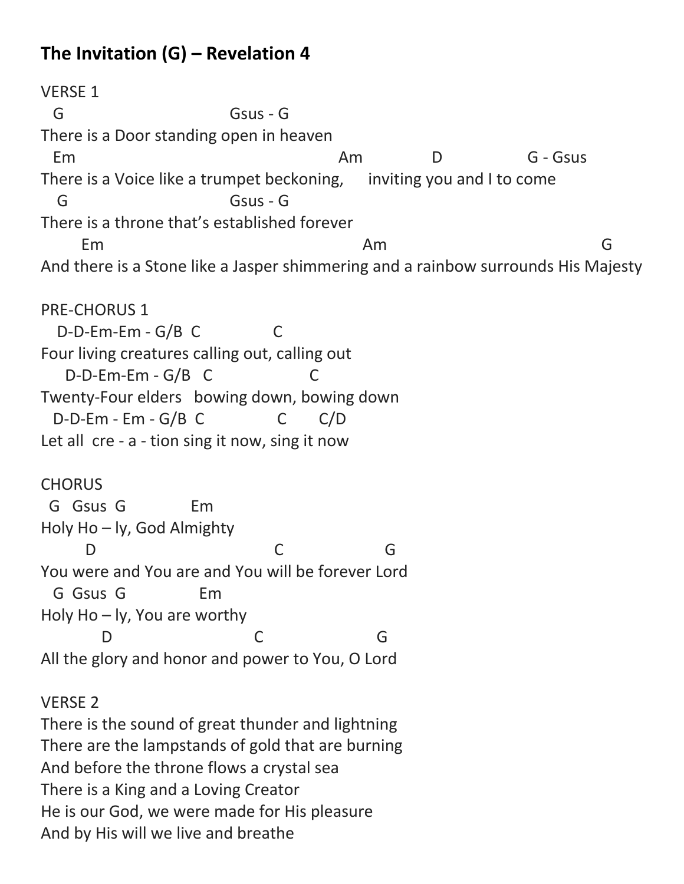# The Invitation (G) – Revelation 4

VERSE 1

```
  G                             Gsus - G
There is a Door standing open in heaven
  Em                                          Am            D               G - Gsus
There is a Voice like a trumpet beckoning,     inviting you and I to come
   G                            Gsus - G
There is a throne that's established forever
      Em                                          Am                                    G
And there is a Stone like a Jasper shimmering and a rainbow surrounds His Majesty
```

PRE-CHORUS 1

```
   D-D-Em-Em - G/B  C              C
Four living creatures calling out, calling out
    D-D-Em-Em - G/B   C                  C
Twenty-Four elders   bowing down, bowing down
  D-D-Em - Em - G/B  C              C       C/D
Let all  cre - a - tion sing it now, sing it now
```

CHORUS

```
 G   Gsus  G            Em
Holy Ho – ly, God Almighty
      D                               C                  G
You were and You are and You will be forever Lord
  G  Gsus  G             Em
Holy Ho – ly, You are worthy
          D                          C                     G
All the glory and honor and power to You, O Lord
```

VERSE 2

There is the sound of great thunder and lightning
There are the lampstands of gold that are burning
And before the throne flows a crystal sea
There is a King and a Loving Creator
He is our God, we were made for His pleasure
And by His will we live and breathe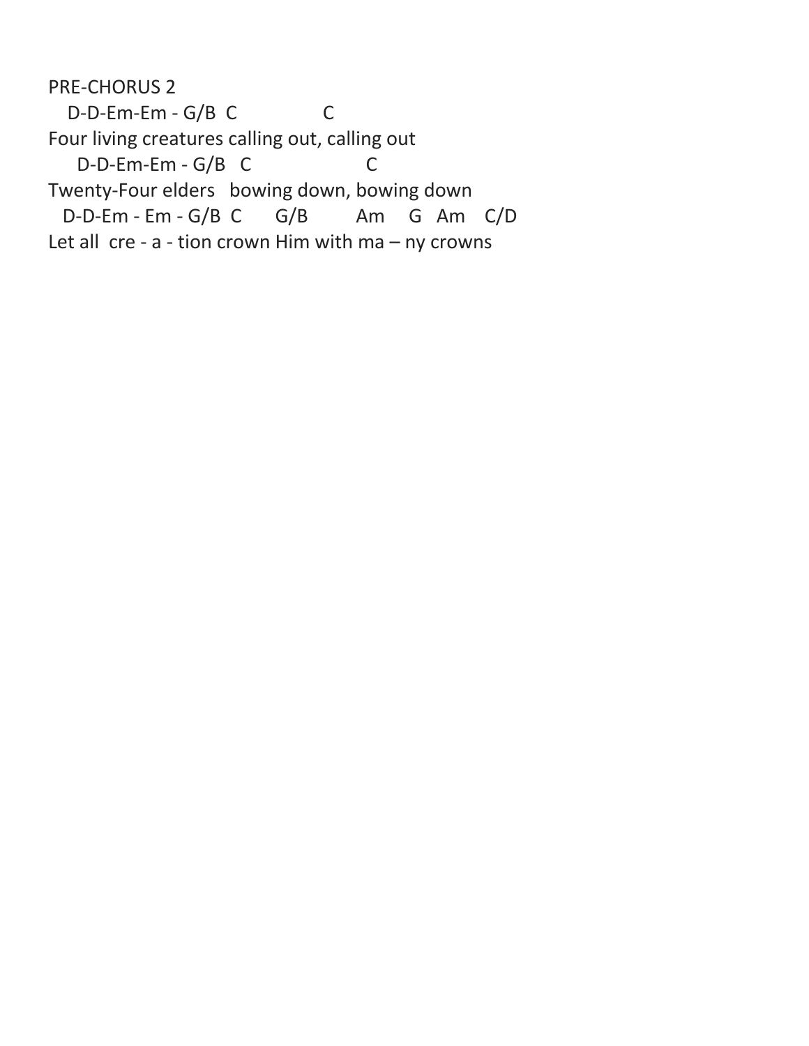PRE-CHORUS 2

```
   D-D-Em-Em - G/B  C              C
Four living creatures calling out, calling out
     D-D-Em-Em - G/B   C                   C
Twenty-Four elders   bowing down, bowing down
  D-D-Em - Em - G/B  C       G/B         Am     G   Am    C/D
Let all  cre - a - tion crown Him with ma – ny crowns
```